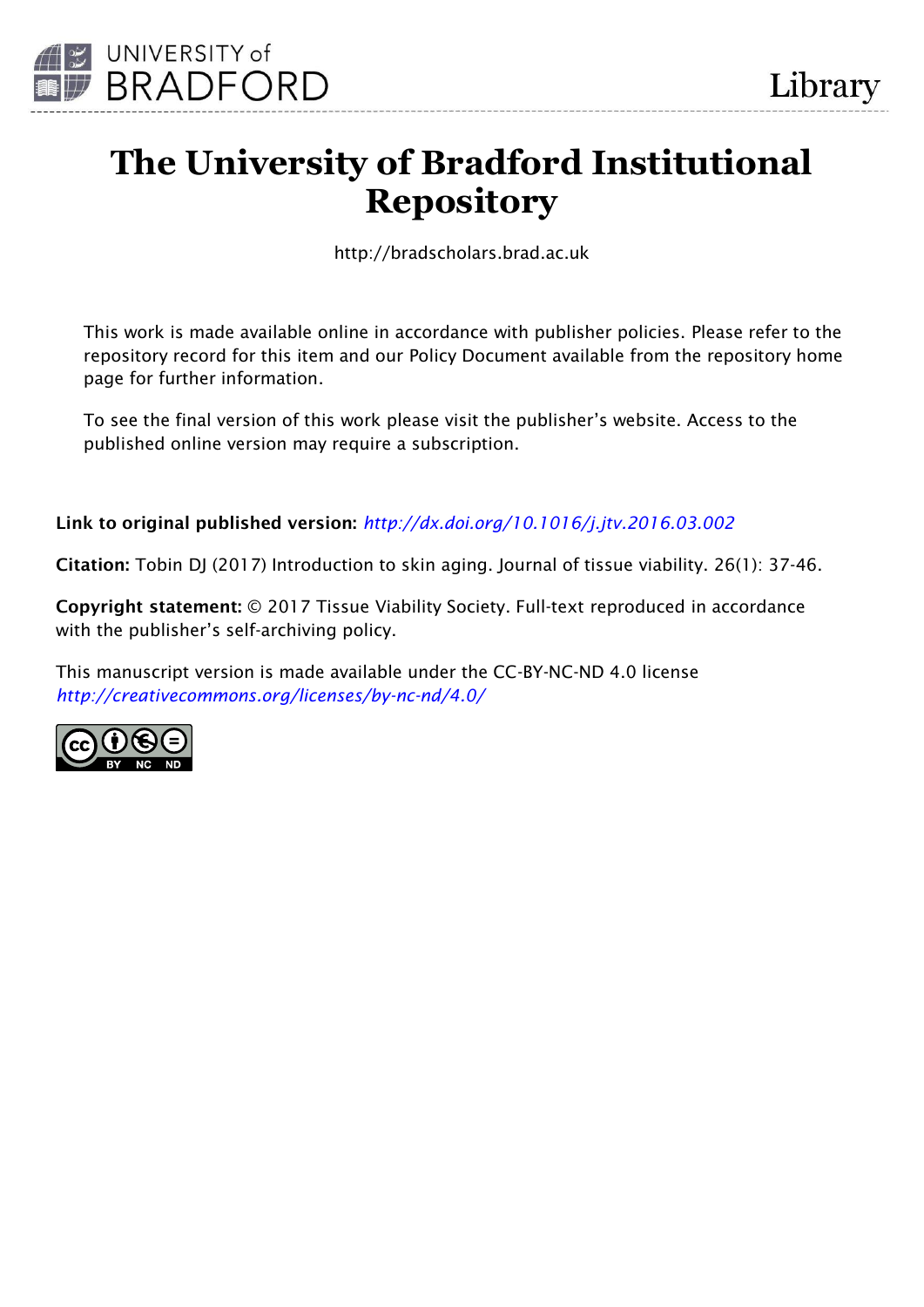# The University of Bradford Institutional Repository

http://bradscholars.brad.ac.uk

This work is made available online in accordance with publisher policies. Please refer to the repository record for this item and our Policy Document available from the repository home page for further information.

To see the final version of this work please visit the publisher's website. Access to the published online version may require a subscription.

**Link to original published version:** *http://dx.doi.org/10.1016/j.jtv.2016.03.002*

**Citation:** Tobin DJ (2017) Introduction to skin aging. Journal of tissue viability. 26(1): 37-46.

**Copyright statement:** © 2017 Tissue Viability Society. Full-text reproduced in accordance with the publisher's self-archiving policy.

This manuscript version is made available under the CC-BY-NC-ND 4.0 license *http://creativecommons.org/licenses/by-nc-nd/4.0/*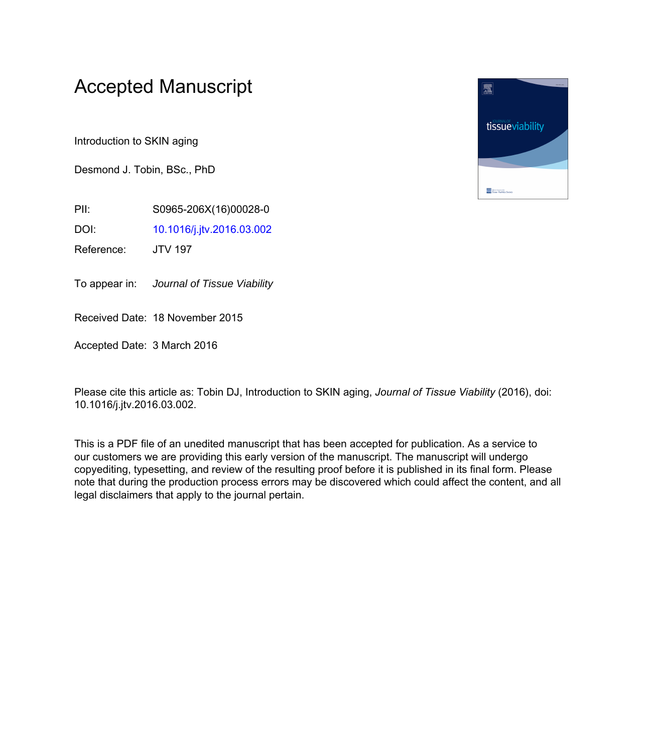# Accepted Manuscript

Introduction to SKIN aging

Desmond J. Tobin, BSc., PhD

PII: S0965-206X(16)00028-0

DOI: 10.1016/j.jtv.2016.03.002

Reference: JTV 197

To appear in: *Journal of Tissue Viability*

Received Date: 18 November 2015

Accepted Date: 3 March 2016

Please cite this article as: Tobin DJ, Introduction to SKIN aging, *Journal of Tissue Viability* (2016), doi: 10.1016/j.jtv.2016.03.002.

This is a PDF file of an unedited manuscript that has been accepted for publication. As a service to our customers we are providing this early version of the manuscript. The manuscript will undergo copyediting, typesetting, and review of the resulting proof before it is published in its final form. Please note that during the production process errors may be discovered which could affect the content, and all legal disclaimers that apply to the journal pertain.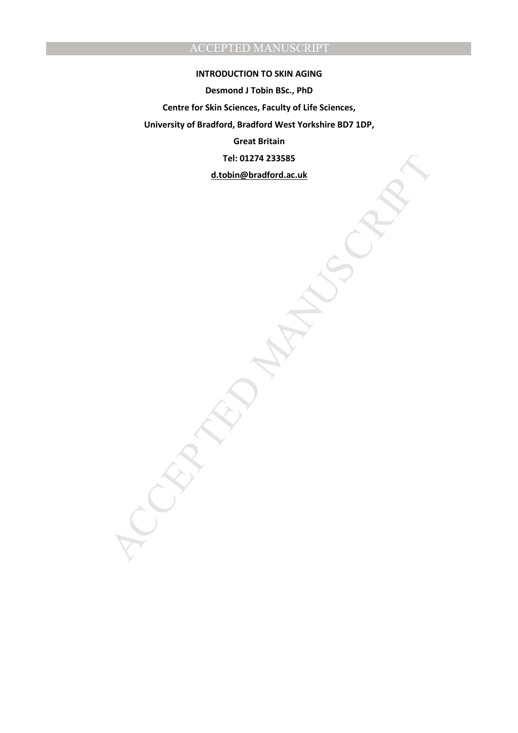**INTRODUCTION TO SKIN AGING**

**Desmond J Tobin BSc., PhD**

**Centre for Skin Sciences, Faculty of Life Sciences,**

**University of Bradford, Bradford West Yorkshire BD7 1DP,**

**Great Britain**

**Tel: 01274 233585**

**d.tobin@bradford.ac.uk**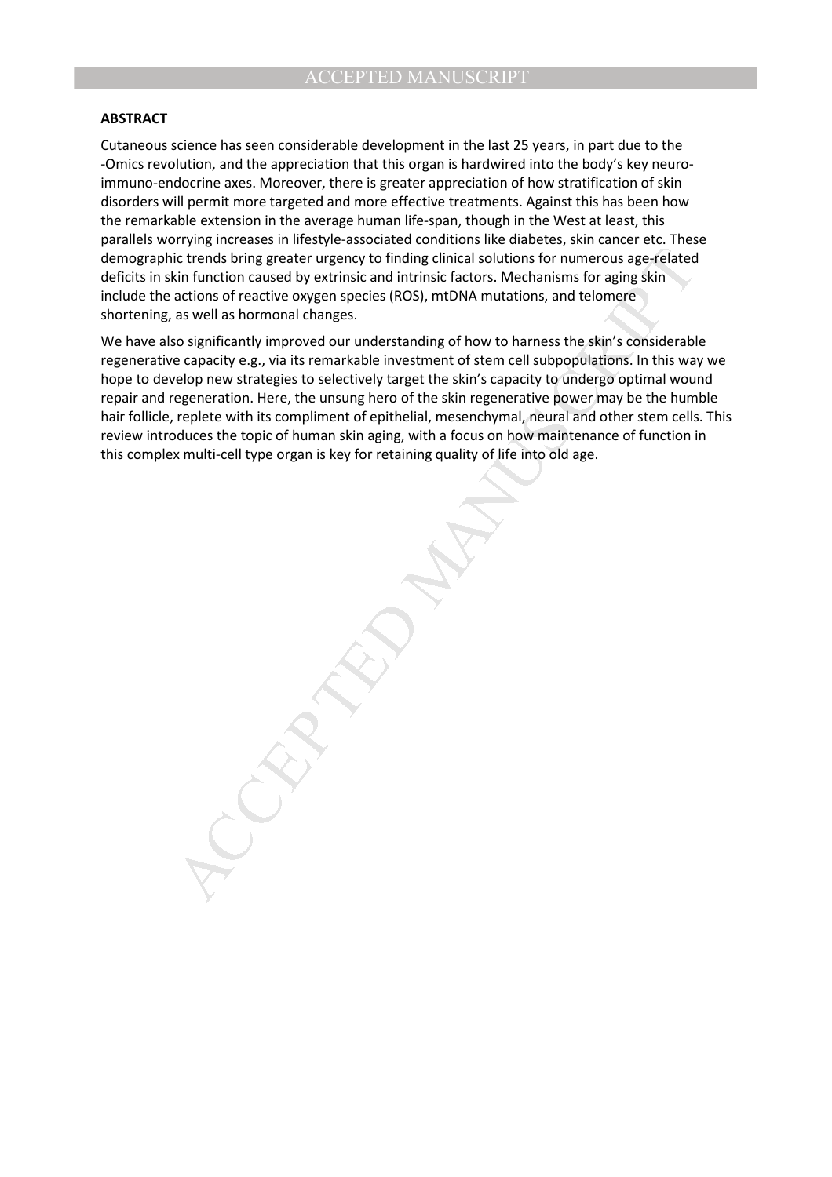## ABSTRACT

Cutaneous science has seen considerable development in the last 25 years, in part due to the -Omics revolution, and the appreciation that this organ is hardwired into the body's key neuro-immuno-endocrine axes. Moreover, there is greater appreciation of how stratification of skin disorders will permit more targeted and more effective treatments. Against this has been how the remarkable extension in the average human life-span, though in the West at least, this parallels worrying increases in lifestyle-associated conditions like diabetes, skin cancer etc. These demographic trends bring greater urgency to finding clinical solutions for numerous age-related deficits in skin function caused by extrinsic and intrinsic factors. Mechanisms for aging skin include the actions of reactive oxygen species (ROS), mtDNA mutations, and telomere shortening, as well as hormonal changes.

We have also significantly improved our understanding of how to harness the skin's considerable regenerative capacity e.g., via its remarkable investment of stem cell subpopulations. In this way we hope to develop new strategies to selectively target the skin's capacity to undergo optimal wound repair and regeneration. Here, the unsung hero of the skin regenerative power may be the humble hair follicle, replete with its compliment of epithelial, mesenchymal, neural and other stem cells. This review introduces the topic of human skin aging, with a focus on how maintenance of function in this complex multi-cell type organ is key for retaining quality of life into old age.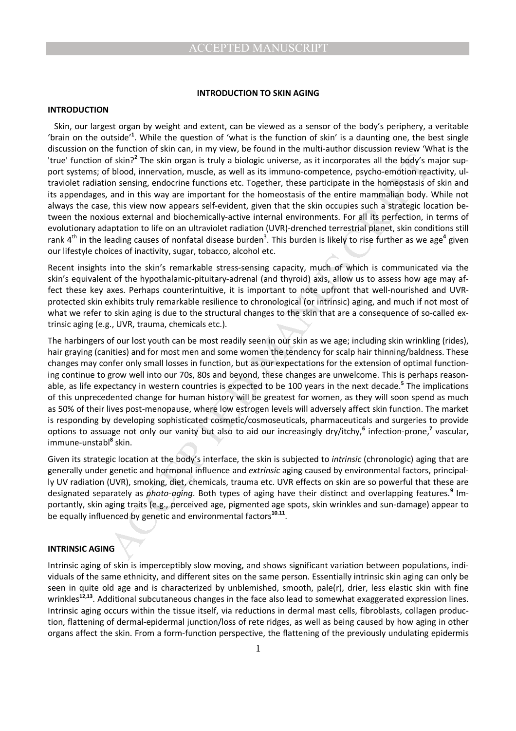# INTRODUCTION TO SKIN AGING

## INTRODUCTION

Skin, our largest organ by weight and extent, can be viewed as a sensor of the body's periphery, a veritable 'brain on the outside'[1]. While the question of 'what is the function of skin' is a daunting one, the best single discussion on the function of skin can, in my view, be found in the multi-author discussion review 'What is the 'true' function of skin?[2] The skin organ is truly a biologic universe, as it incorporates all the body's major support systems; of blood, innervation, muscle, as well as its immuno-competence, psycho-emotion reactivity, ultraviolet radiation sensing, endocrine functions etc. Together, these participate in the homeostasis of skin and its appendages, and in this way are important for the homeostasis of the entire mammalian body. While not always the case, this view now appears self-evident, given that the skin occupies such a strategic location between the noxious external and biochemically-active internal environments. For all its perfection, in terms of evolutionary adaptation to life on an ultraviolet radiation (UVR)-drenched terrestrial planet, skin conditions still rank 4th in the leading causes of nonfatal disease burden[3]. This burden is likely to rise further as we age[4] given our lifestyle choices of inactivity, sugar, tobacco, alcohol etc.

Recent insights into the skin's remarkable stress-sensing capacity, much of which is communicated via the skin's equivalent of the hypothalamic-pituitary-adrenal (and thyroid) axis, allow us to assess how age may affect these key axes. Perhaps counterintuitive, it is important to note upfront that well-nourished and UVR-protected skin exhibits truly remarkable resilience to chronological (or intrinsic) aging, and much if not most of what we refer to skin aging is due to the structural changes to the skin that are a consequence of so-called extrinsic aging (e.g., UVR, trauma, chemicals etc.).

The harbingers of our lost youth can be most readily seen in our skin as we age; including skin wrinkling (rides), hair graying (canities) and for most men and some women the tendency for scalp hair thinning/baldness. These changes may confer only small losses in function, but as our expectations for the extension of optimal functioning continue to grow well into our 70s, 80s and beyond, these changes are unwelcome. This is perhaps reasonable, as life expectancy in western countries is expected to be 100 years in the next decade.[5] The implications of this unprecedented change for human history will be greatest for women, as they will soon spend as much as 50% of their lives post-menopause, where low estrogen levels will adversely affect skin function. The market is responding by developing sophisticated cosmetic/cosmoseuticals, pharmaceuticals and surgeries to provide options to assuage not only our vanity but also to aid our increasingly dry/itchy,[6] infection-prone,[7] vascular, immune-unstabl[8] skin.

Given its strategic location at the body's interface, the skin is subjected to *intrinsic* (chronologic) aging that are generally under genetic and hormonal influence and *extrinsic* aging caused by environmental factors, principally UV radiation (UVR), smoking, diet, chemicals, trauma etc. UVR effects on skin are so powerful that these are designated separately as *photo-aging*. Both types of aging have their distinct and overlapping features.[9] Importantly, skin aging traits (e.g., perceived age, pigmented age spots, skin wrinkles and sun-damage) appear to be equally influenced by genetic and environmental factors[10,11].

## INTRINSIC AGING

Intrinsic aging of skin is imperceptibly slow moving, and shows significant variation between populations, individuals of the same ethnicity, and different sites on the same person. Essentially intrinsic skin aging can only be seen in quite old age and is characterized by unblemished, smooth, pale(r), drier, less elastic skin with fine wrinkles[12,13]. Additional subcutaneous changes in the face also lead to somewhat exaggerated expression lines. Intrinsic aging occurs within the tissue itself, via reductions in dermal mast cells, fibroblasts, collagen production, flattening of dermal-epidermal junction/loss of rete ridges, as well as being caused by how aging in other organs affect the skin. From a form-function perspective, the flattening of the previously undulating epidermis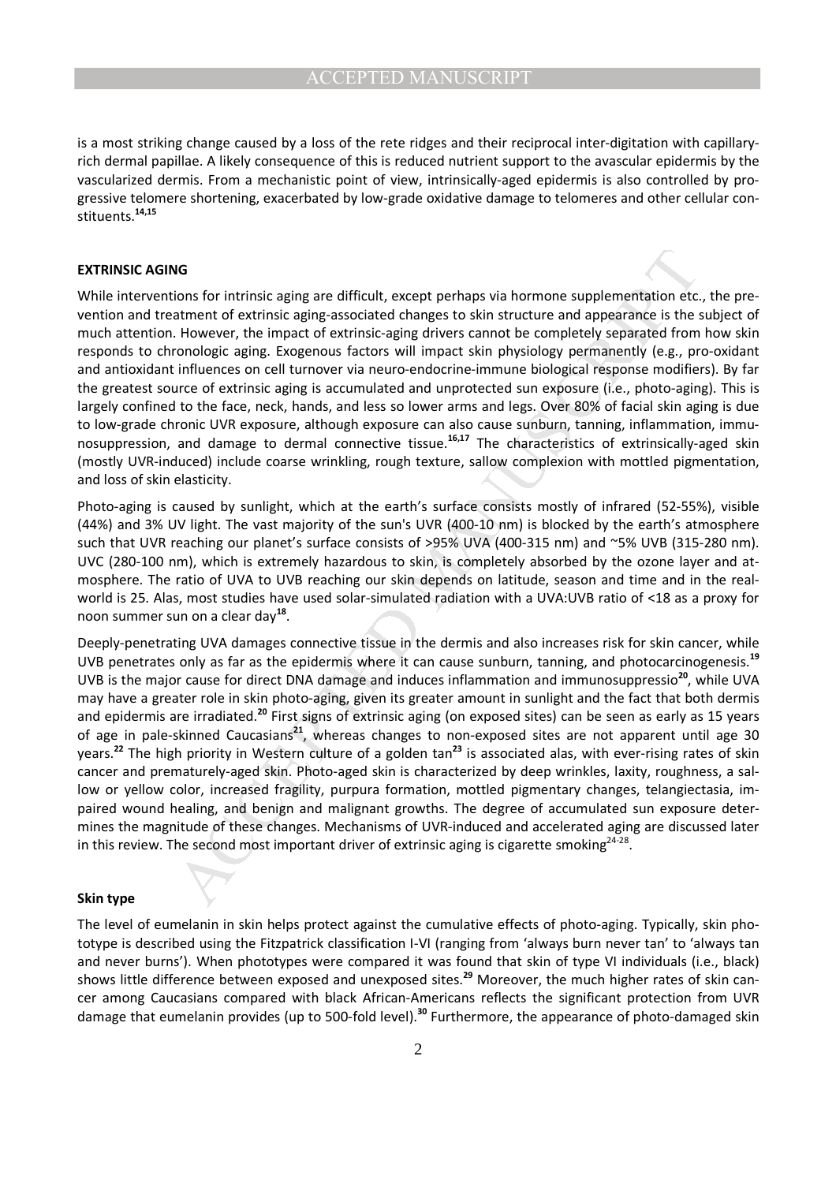is a most striking change caused by a loss of the rete ridges and their reciprocal inter-digitation with capillary-rich dermal papillae. A likely consequence of this is reduced nutrient support to the avascular epidermis by the vascularized dermis. From a mechanistic point of view, intrinsically-aged epidermis is also controlled by progressive telomere shortening, exacerbated by low-grade oxidative damage to telomeres and other cellular constituents.[14,15]

**EXTRINSIC AGING**

While interventions for intrinsic aging are difficult, except perhaps via hormone supplementation etc., the prevention and treatment of extrinsic aging-associated changes to skin structure and appearance is the subject of much attention. However, the impact of extrinsic-aging drivers cannot be completely separated from how skin responds to chronologic aging. Exogenous factors will impact skin physiology permanently (e.g., pro-oxidant and antioxidant influences on cell turnover via neuro-endocrine-immune biological response modifiers). By far the greatest source of extrinsic aging is accumulated and unprotected sun exposure (i.e., photo-aging). This is largely confined to the face, neck, hands, and less so lower arms and legs. Over 80% of facial skin aging is due to low-grade chronic UVR exposure, although exposure can also cause sunburn, tanning, inflammation, immunosuppression, and damage to dermal connective tissue.[16,17] The characteristics of extrinsically-aged skin (mostly UVR-induced) include coarse wrinkling, rough texture, sallow complexion with mottled pigmentation, and loss of skin elasticity.

Photo-aging is caused by sunlight, which at the earth's surface consists mostly of infrared (52-55%), visible (44%) and 3% UV light. The vast majority of the sun's UVR (400-10 nm) is blocked by the earth's atmosphere such that UVR reaching our planet's surface consists of >95% UVA (400-315 nm) and ~5% UVB (315-280 nm). UVC (280-100 nm), which is extremely hazardous to skin, is completely absorbed by the ozone layer and atmosphere. The ratio of UVA to UVB reaching our skin depends on latitude, season and time and in the real-world is 25. Alas, most studies have used solar-simulated radiation with a UVA:UVB ratio of <18 as a proxy for noon summer sun on a clear day[18].

Deeply-penetrating UVA damages connective tissue in the dermis and also increases risk for skin cancer, while UVB penetrates only as far as the epidermis where it can cause sunburn, tanning, and photocarcinogenesis.[19] UVB is the major cause for direct DNA damage and induces inflammation and immunosuppressio[20], while UVA may have a greater role in skin photo-aging, given its greater amount in sunlight and the fact that both dermis and epidermis are irradiated.[20] First signs of extrinsic aging (on exposed sites) can be seen as early as 15 years of age in pale-skinned Caucasians[21], whereas changes to non-exposed sites are not apparent until age 30 years.[22] The high priority in Western culture of a golden tan[23] is associated alas, with ever-rising rates of skin cancer and prematurely-aged skin. Photo-aged skin is characterized by deep wrinkles, laxity, roughness, a sallow or yellow color, increased fragility, purpura formation, mottled pigmentary changes, telangiectasia, impaired wound healing, and benign and malignant growths. The degree of accumulated sun exposure determines the magnitude of these changes. Mechanisms of UVR-induced and accelerated aging are discussed later in this review. The second most important driver of extrinsic aging is cigarette smoking[24-28].

**Skin type**

The level of eumelanin in skin helps protect against the cumulative effects of photo-aging. Typically, skin phototype is described using the Fitzpatrick classification I-VI (ranging from 'always burn never tan' to 'always tan and never burns'). When phototypes were compared it was found that skin of type VI individuals (i.e., black) shows little difference between exposed and unexposed sites.[29] Moreover, the much higher rates of skin cancer among Caucasians compared with black African-Americans reflects the significant protection from UVR damage that eumelanin provides (up to 500-fold level).[30] Furthermore, the appearance of photo-damaged skin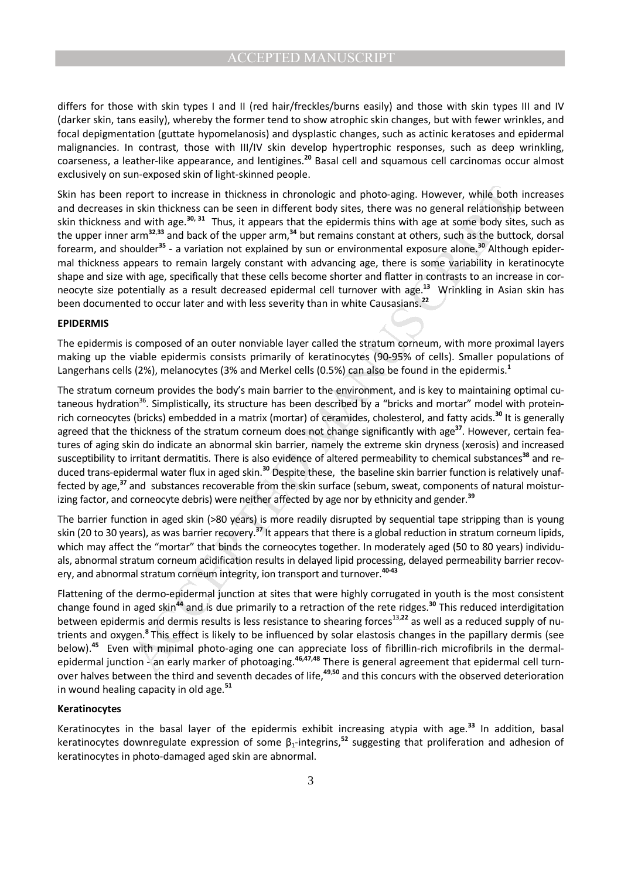differs for those with skin types I and II (red hair/freckles/burns easily) and those with skin types III and IV (darker skin, tans easily), whereby the former tend to show atrophic skin changes, but with fewer wrinkles, and focal depigmentation (guttate hypomelanosis) and dysplastic changes, such as actinic keratoses and epidermal malignancies. In contrast, those with III/IV skin develop hypertrophic responses, such as deep wrinkling, coarseness, a leather-like appearance, and lentigines.[20] Basal cell and squamous cell carcinomas occur almost exclusively on sun-exposed skin of light-skinned people.

Skin has been report to increase in thickness in chronologic and photo-aging. However, while both increases and decreases in skin thickness can be seen in different body sites, there was no general relationship between skin thickness and with age.[30, 31] Thus, it appears that the epidermis thins with age at some body sites, such as the upper inner arm[32,33] and back of the upper arm,[34] but remains constant at others, such as the buttock, dorsal forearm, and shoulder[35] - a variation not explained by sun or environmental exposure alone.[30] Although epidermal thickness appears to remain largely constant with advancing age, there is some variability in keratinocyte shape and size with age, specifically that these cells become shorter and flatter in contrasts to an increase in corneocyte size potentially as a result decreased epidermal cell turnover with age.[13] Wrinkling in Asian skin has been documented to occur later and with less severity than in white Causasians.[22]

**EPIDERMIS**

The epidermis is composed of an outer nonviable layer called the stratum corneum, with more proximal layers making up the viable epidermis consists primarily of keratinocytes (90-95% of cells). Smaller populations of Langerhans cells (2%), melanocytes (3% and Merkel cells (0.5%) can also be found in the epidermis.[1]

The stratum corneum provides the body's main barrier to the environment, and is key to maintaining optimal cutaneous hydration[36]. Simplistically, its structure has been described by a "bricks and mortar" model with protein-rich corneocytes (bricks) embedded in a matrix (mortar) of ceramides, cholesterol, and fatty acids.[30] It is generally agreed that the thickness of the stratum corneum does not change significantly with age[37]. However, certain features of aging skin do indicate an abnormal skin barrier, namely the extreme skin dryness (xerosis) and increased susceptibility to irritant dermatitis. There is also evidence of altered permeability to chemical substances[38] and reduced trans-epidermal water flux in aged skin.[30] Despite these, the baseline skin barrier function is relatively unaffected by age,[37] and substances recoverable from the skin surface (sebum, sweat, components of natural moisturizing factor, and corneocyte debris) were neither affected by age nor by ethnicity and gender.[39]

The barrier function in aged skin (>80 years) is more readily disrupted by sequential tape stripping than is young skin (20 to 30 years), as was barrier recovery.[37] It appears that there is a global reduction in stratum corneum lipids, which may affect the "mortar" that binds the corneocytes together. In moderately aged (50 to 80 years) individuals, abnormal stratum corneum acidification results in delayed lipid processing, delayed permeability barrier recovery, and abnormal stratum corneum integrity, ion transport and turnover.[40-43]

Flattening of the dermo-epidermal junction at sites that were highly corrugated in youth is the most consistent change found in aged skin[44] and is due primarily to a retraction of the rete ridges.[30] This reduced interdigitation between epidermis and dermis results is less resistance to shearing forces[13,22] as well as a reduced supply of nutrients and oxygen.[8] This effect is likely to be influenced by solar elastosis changes in the papillary dermis (see below).[45] Even with minimal photo-aging one can appreciate loss of fibrillin-rich microfibrils in the dermal-epidermal junction - an early marker of photoaging.[46,47,48] There is general agreement that epidermal cell turnover halves between the third and seventh decades of life,[49,50] and this concurs with the observed deterioration in wound healing capacity in old age.[51]

**Keratinocytes**

Keratinocytes in the basal layer of the epidermis exhibit increasing atypia with age.[33] In addition, basal keratinocytes downregulate expression of some $\beta_1$-integrins,[52] suggesting that proliferation and adhesion of keratinocytes in photo-damaged aged skin are abnormal.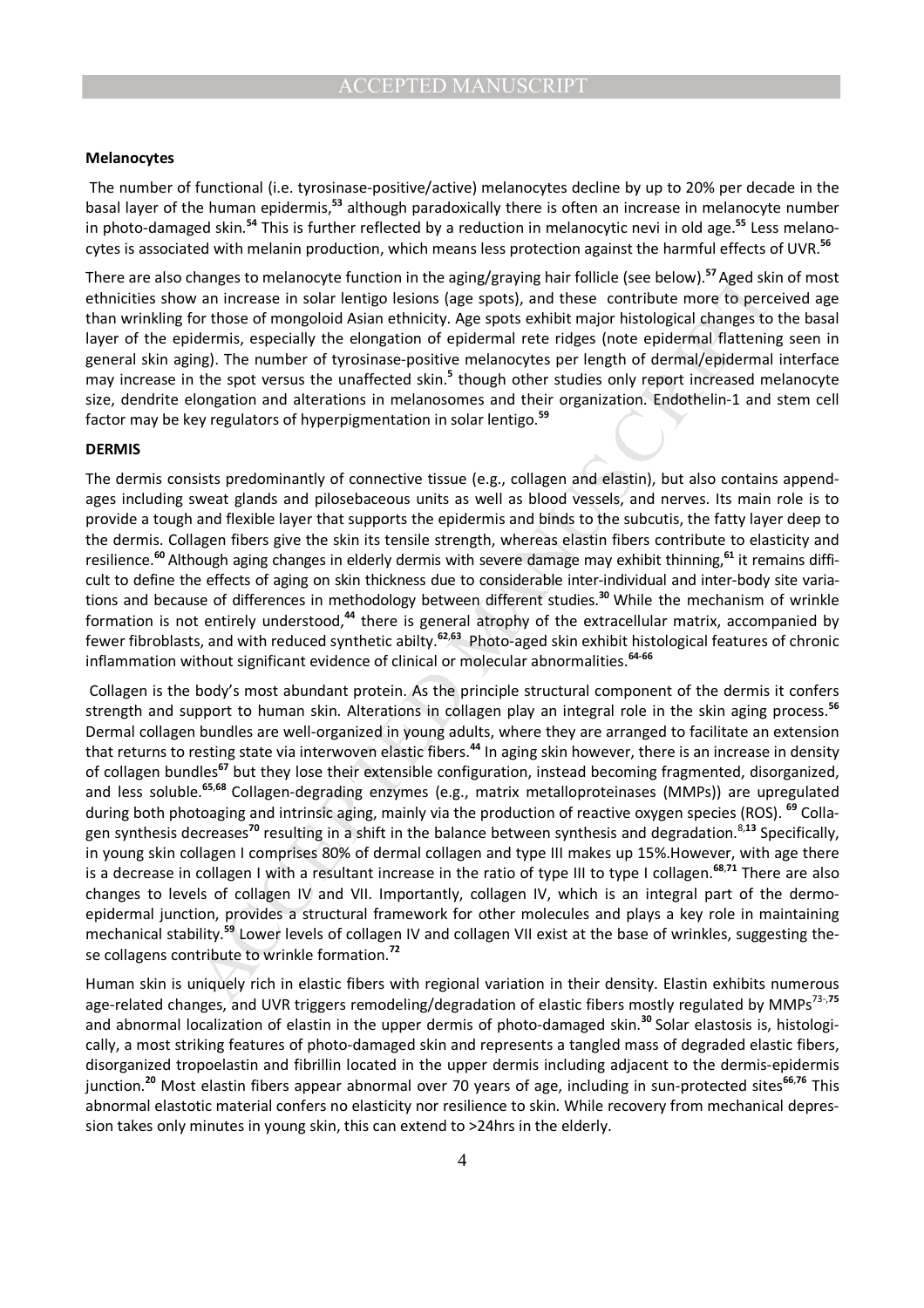**Melanocytes**

The number of functional (i.e. tyrosinase-positive/active) melanocytes decline by up to 20% per decade in the basal layer of the human epidermis,[53] although paradoxically there is often an increase in melanocyte number in photo-damaged skin.[54] This is further reflected by a reduction in melanocytic nevi in old age.[55] Less melanocytes is associated with melanin production, which means less protection against the harmful effects of UVR.[56]

There are also changes to melanocyte function in the aging/graying hair follicle (see below).[57] Aged skin of most ethnicities show an increase in solar lentigo lesions (age spots), and these contribute more to perceived age than wrinkling for those of mongoloid Asian ethnicity. Age spots exhibit major histological changes to the basal layer of the epidermis, especially the elongation of epidermal rete ridges (note epidermal flattening seen in general skin aging). The number of tyrosinase-positive melanocytes per length of dermal/epidermal interface may increase in the spot versus the unaffected skin.[5] though other studies only report increased melanocyte size, dendrite elongation and alterations in melanosomes and their organization. Endothelin-1 and stem cell factor may be key regulators of hyperpigmentation in solar lentigo.[59]

**DERMIS**

The dermis consists predominantly of connective tissue (e.g., collagen and elastin), but also contains appendages including sweat glands and pilosebaceous units as well as blood vessels, and nerves. Its main role is to provide a tough and flexible layer that supports the epidermis and binds to the subcutis, the fatty layer deep to the dermis. Collagen fibers give the skin its tensile strength, whereas elastin fibers contribute to elasticity and resilience.[60] Although aging changes in elderly dermis with severe damage may exhibit thinning,[61] it remains difficult to define the effects of aging on skin thickness due to considerable inter-individual and inter-body site variations and because of differences in methodology between different studies.[30] While the mechanism of wrinkle formation is not entirely understood,[44] there is general atrophy of the extracellular matrix, accompanied by fewer fibroblasts, and with reduced synthetic abilty.[62,63] Photo-aged skin exhibit histological features of chronic inflammation without significant evidence of clinical or molecular abnormalities.[64-66]

Collagen is the body's most abundant protein. As the principle structural component of the dermis it confers strength and support to human skin. Alterations in collagen play an integral role in the skin aging process.[56] Dermal collagen bundles are well-organized in young adults, where they are arranged to facilitate an extension that returns to resting state via interwoven elastic fibers.[44] In aging skin however, there is an increase in density of collagen bundles[67] but they lose their extensible configuration, instead becoming fragmented, disorganized, and less soluble.[65,68] Collagen-degrading enzymes (e.g., matrix metalloproteinases (MMPs)) are upregulated during both photoaging and intrinsic aging, mainly via the production of reactive oxygen species (ROS).[69] Collagen synthesis decreases[70] resulting in a shift in the balance between synthesis and degradation.[8,13] Specifically, in young skin collagen I comprises 80% of dermal collagen and type III makes up 15%.However, with age there is a decrease in collagen I with a resultant increase in the ratio of type III to type I collagen.[68,71] There are also changes to levels of collagen IV and VII. Importantly, collagen IV, which is an integral part of the dermo-epidermal junction, provides a structural framework for other molecules and plays a key role in maintaining mechanical stability.[59] Lower levels of collagen IV and collagen VII exist at the base of wrinkles, suggesting these collagens contribute to wrinkle formation.[72]

Human skin is uniquely rich in elastic fibers with regional variation in their density. Elastin exhibits numerous age-related changes, and UVR triggers remodeling/degradation of elastic fibers mostly regulated by MMPs[73-,75] and abnormal localization of elastin in the upper dermis of photo-damaged skin.[30] Solar elastosis is, histologically, a most striking features of photo-damaged skin and represents a tangled mass of degraded elastic fibers, disorganized tropoelastin and fibrillin located in the upper dermis including adjacent to the dermis-epidermis junction.[20] Most elastin fibers appear abnormal over 70 years of age, including in sun-protected sites[66,76] This abnormal elastotic material confers no elasticity nor resilience to skin. While recovery from mechanical depression takes only minutes in young skin, this can extend to >24hrs in the elderly.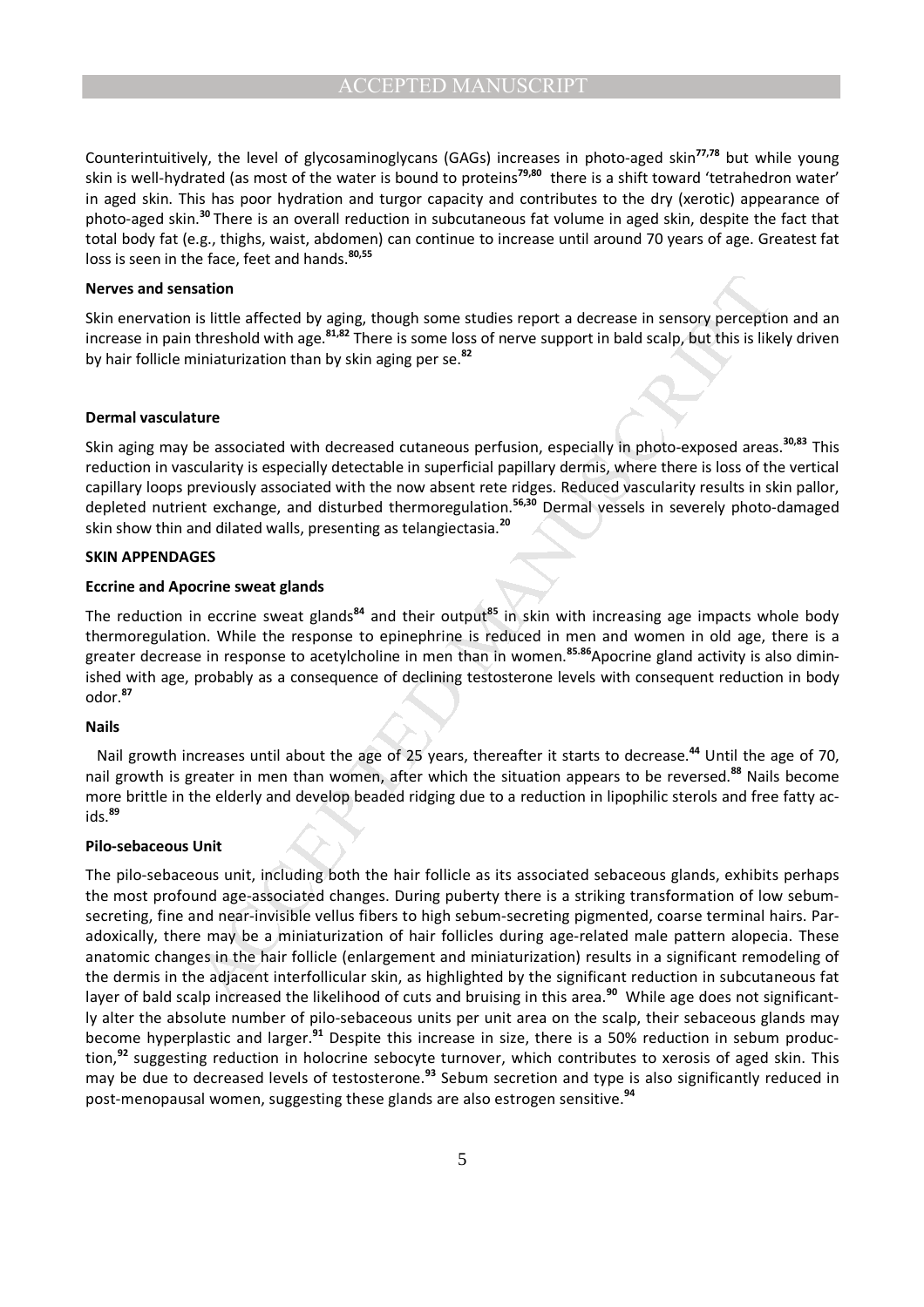Counterintuitively, the level of glycosaminoglycans (GAGs) increases in photo-aged skin[77,78] but while young skin is well-hydrated (as most of the water is bound to proteins[79,80] there is a shift toward 'tetrahedron water' in aged skin. This has poor hydration and turgor capacity and contributes to the dry (xerotic) appearance of photo-aged skin.[30] There is an overall reduction in subcutaneous fat volume in aged skin, despite the fact that total body fat (e.g., thighs, waist, abdomen) can continue to increase until around 70 years of age. Greatest fat loss is seen in the face, feet and hands.[80,55]

**Nerves and sensation**

Skin enervation is little affected by aging, though some studies report a decrease in sensory perception and an increase in pain threshold with age.[81,82] There is some loss of nerve support in bald scalp, but this is likely driven by hair follicle miniaturization than by skin aging per se.[82]

**Dermal vasculature**

Skin aging may be associated with decreased cutaneous perfusion, especially in photo-exposed areas.[30,83] This reduction in vascularity is especially detectable in superficial papillary dermis, where there is loss of the vertical capillary loops previously associated with the now absent rete ridges. Reduced vascularity results in skin pallor, depleted nutrient exchange, and disturbed thermoregulation.[56,30] Dermal vessels in severely photo-damaged skin show thin and dilated walls, presenting as telangiectasia.[20]

**SKIN APPENDAGES**

**Eccrine and Apocrine sweat glands**

The reduction in eccrine sweat glands[84] and their output[85] in skin with increasing age impacts whole body thermoregulation. While the response to epinephrine is reduced in men and women in old age, there is a greater decrease in response to acetylcholine in men than in women.[85.86] Apocrine gland activity is also diminished with age, probably as a consequence of declining testosterone levels with consequent reduction in body odor.[87]

**Nails**

Nail growth increases until about the age of 25 years, thereafter it starts to decrease.[44] Until the age of 70, nail growth is greater in men than women, after which the situation appears to be reversed.[88] Nails become more brittle in the elderly and develop beaded ridging due to a reduction in lipophilic sterols and free fatty acids.[89]

**Pilo-sebaceous Unit**

The pilo-sebaceous unit, including both the hair follicle as its associated sebaceous glands, exhibits perhaps the most profound age-associated changes. During puberty there is a striking transformation of low sebum-secreting, fine and near-invisible vellus fibers to high sebum-secreting pigmented, coarse terminal hairs. Paradoxically, there may be a miniaturization of hair follicles during age-related male pattern alopecia. These anatomic changes in the hair follicle (enlargement and miniaturization) results in a significant remodeling of the dermis in the adjacent interfollicular skin, as highlighted by the significant reduction in subcutaneous fat layer of bald scalp increased the likelihood of cuts and bruising in this area.[90] While age does not significantly alter the absolute number of pilo-sebaceous units per unit area on the scalp, their sebaceous glands may become hyperplastic and larger.[91] Despite this increase in size, there is a 50% reduction in sebum production,[92] suggesting reduction in holocrine sebocyte turnover, which contributes to xerosis of aged skin. This may be due to decreased levels of testosterone.[93] Sebum secretion and type is also significantly reduced in post-menopausal women, suggesting these glands are also estrogen sensitive.[94]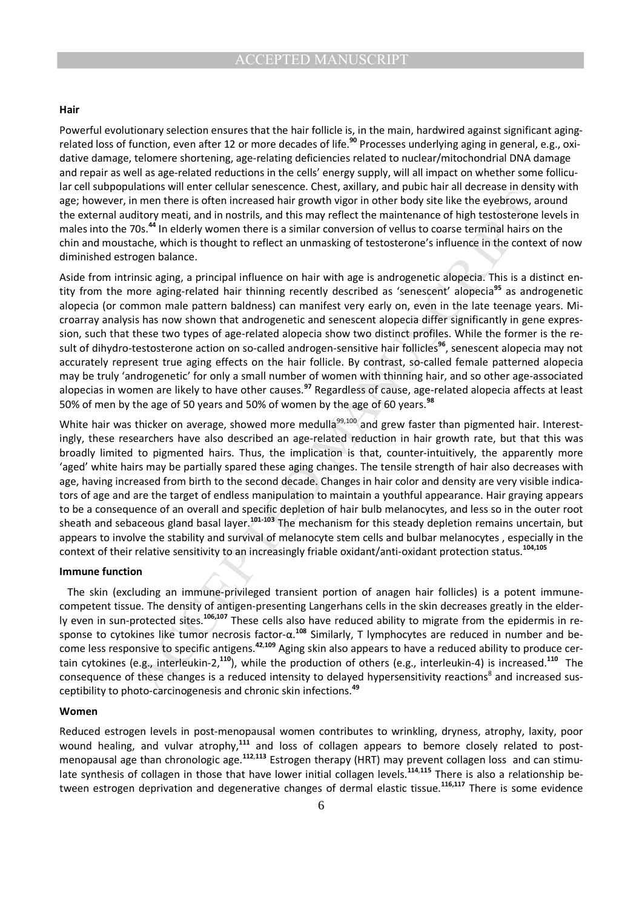### Hair

Powerful evolutionary selection ensures that the hair follicle is, in the main, hardwired against significant aging-related loss of function, even after 12 or more decades of life.[90] Processes underlying aging in general, e.g., oxidative damage, telomere shortening, age-relating deficiencies related to nuclear/mitochondrial DNA damage and repair as well as age-related reductions in the cells' energy supply, will all impact on whether some follicular cell subpopulations will enter cellular senescence. Chest, axillary, and pubic hair all decrease in density with age; however, in men there is often increased hair growth vigor in other body site like the eyebrows, around the external auditory meati, and in nostrils, and this may reflect the maintenance of high testosterone levels in males into the 70s.[44] In elderly women there is a similar conversion of vellus to coarse terminal hairs on the chin and moustache, which is thought to reflect an unmasking of testosterone's influence in the context of now diminished estrogen balance.

Aside from intrinsic aging, a principal influence on hair with age is androgenetic alopecia. This is a distinct entity from the more aging-related hair thinning recently described as 'senescent' alopecia[95] as androgenetic alopecia (or common male pattern baldness) can manifest very early on, even in the late teenage years. Microarray analysis has now shown that androgenetic and senescent alopecia differ significantly in gene expression, such that these two types of age-related alopecia show two distinct profiles. While the former is the result of dihydro-testosterone action on so-called androgen-sensitive hair follicles[96], senescent alopecia may not accurately represent true aging effects on the hair follicle. By contrast, so-called female patterned alopecia may be truly 'androgenetic' for only a small number of women with thinning hair, and so other age-associated alopecias in women are likely to have other causes.[97] Regardless of cause, age-related alopecia affects at least 50% of men by the age of 50 years and 50% of women by the age of 60 years.[98]

White hair was thicker on average, showed more medulla[99,100] and grew faster than pigmented hair. Interestingly, these researchers have also described an age-related reduction in hair growth rate, but that this was broadly limited to pigmented hairs. Thus, the implication is that, counter-intuitively, the apparently more 'aged' white hairs may be partially spared these aging changes. The tensile strength of hair also decreases with age, having increased from birth to the second decade. Changes in hair color and density are very visible indicators of age and are the target of endless manipulation to maintain a youthful appearance. Hair graying appears to be a consequence of an overall and specific depletion of hair bulb melanocytes, and less so in the outer root sheath and sebaceous gland basal layer.[101-103] The mechanism for this steady depletion remains uncertain, but appears to involve the stability and survival of melanocyte stem cells and bulbar melanocytes , especially in the context of their relative sensitivity to an increasingly friable oxidant/anti-oxidant protection status.[104,105]

### Immune function

The skin (excluding an immune-privileged transient portion of anagen hair follicles) is a potent immune-competent tissue. The density of antigen-presenting Langerhans cells in the skin decreases greatly in the elderly even in sun-protected sites.[106,107] These cells also have reduced ability to migrate from the epidermis in response to cytokines like tumor necrosis factor-α.[108] Similarly, T lymphocytes are reduced in number and become less responsive to specific antigens.[42,109] Aging skin also appears to have a reduced ability to produce certain cytokines (e.g., interleukin-2,[110]), while the production of others (e.g., interleukin-4) is increased.[110] The consequence of these changes is a reduced intensity to delayed hypersensitivity reactions[8] and increased susceptibility to photo-carcinogenesis and chronic skin infections.[49]

### Women

Reduced estrogen levels in post-menopausal women contributes to wrinkling, dryness, atrophy, laxity, poor wound healing, and vulvar atrophy,[111] and loss of collagen appears to bemore closely related to post-menopausal age than chronologic age.[112,113] Estrogen therapy (HRT) may prevent collagen loss and can stimulate synthesis of collagen in those that have lower initial collagen levels.[114,115] There is also a relationship between estrogen deprivation and degenerative changes of dermal elastic tissue.[116,117] There is some evidence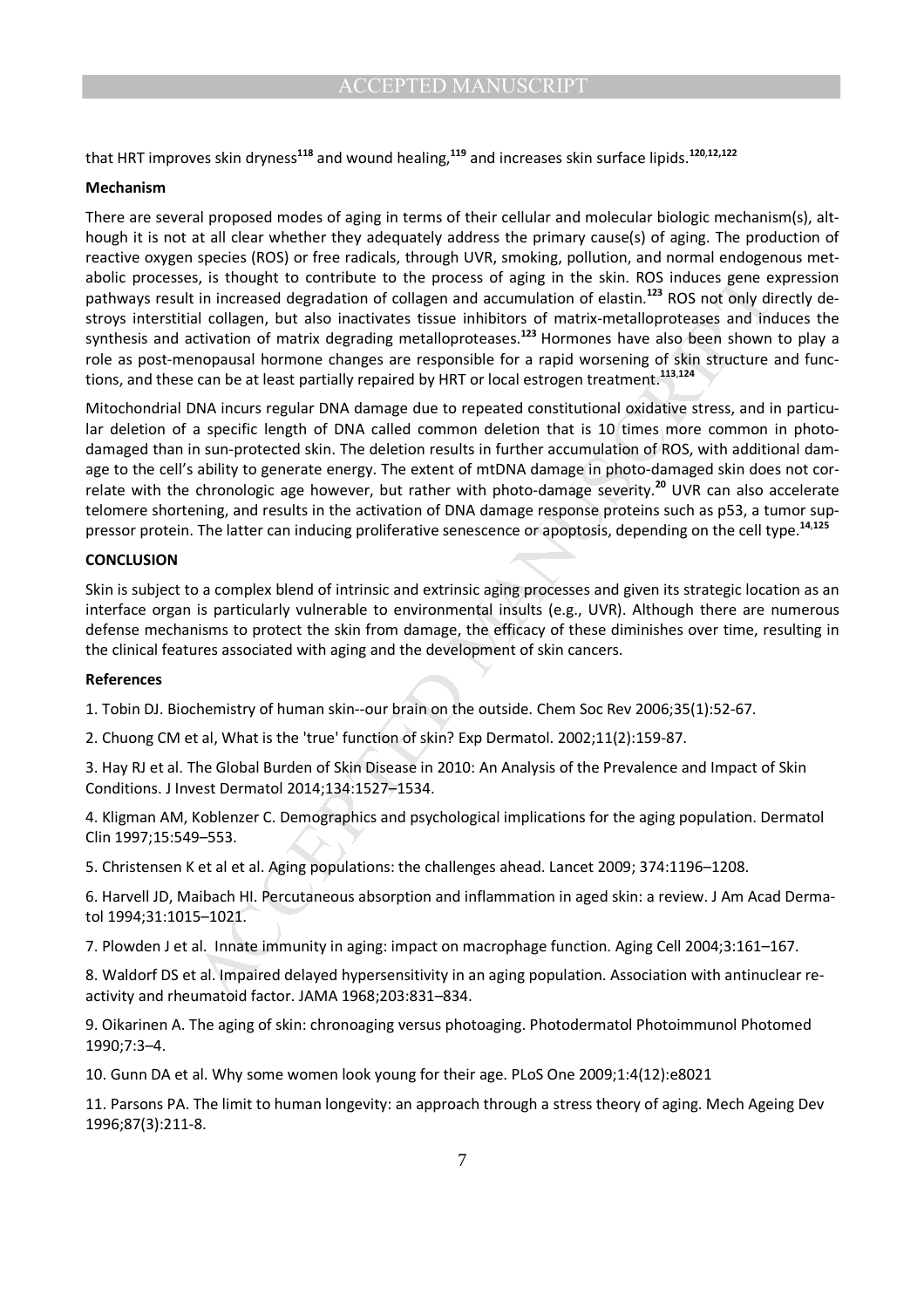that HRT improves skin dryness[118] and wound healing,[119] and increases skin surface lipids.[120,12,122]

**Mechanism**

There are several proposed modes of aging in terms of their cellular and molecular biologic mechanism(s), although it is not at all clear whether they adequately address the primary cause(s) of aging. The production of reactive oxygen species (ROS) or free radicals, through UVR, smoking, pollution, and normal endogenous metabolic processes, is thought to contribute to the process of aging in the skin. ROS induces gene expression pathways result in increased degradation of collagen and accumulation of elastin.[123] ROS not only directly destroys interstitial collagen, but also inactivates tissue inhibitors of matrix-metalloproteases and induces the synthesis and activation of matrix degrading metalloproteases.[123] Hormones have also been shown to play a role as post-menopausal hormone changes are responsible for a rapid worsening of skin structure and functions, and these can be at least partially repaired by HRT or local estrogen treatment.[113,124]

Mitochondrial DNA incurs regular DNA damage due to repeated constitutional oxidative stress, and in particular deletion of a specific length of DNA called common deletion that is 10 times more common in photodamaged than in sun-protected skin. The deletion results in further accumulation of ROS, with additional damage to the cell's ability to generate energy. The extent of mtDNA damage in photo-damaged skin does not correlate with the chronologic age however, but rather with photo-damage severity.[20] UVR can also accelerate telomere shortening, and results in the activation of DNA damage response proteins such as p53, a tumor suppressor protein. The latter can inducing proliferative senescence or apoptosis, depending on the cell type.[14,125]

**CONCLUSION**

Skin is subject to a complex blend of intrinsic and extrinsic aging processes and given its strategic location as an interface organ is particularly vulnerable to environmental insults (e.g., UVR). Although there are numerous defense mechanisms to protect the skin from damage, the efficacy of these diminishes over time, resulting in the clinical features associated with aging and the development of skin cancers.

**References**

1. Tobin DJ. Biochemistry of human skin--our brain on the outside. Chem Soc Rev 2006;35(1):52-67.

2. Chuong CM et al, What is the 'true' function of skin? Exp Dermatol. 2002;11(2):159-87.

3. Hay RJ et al. The Global Burden of Skin Disease in 2010: An Analysis of the Prevalence and Impact of Skin Conditions. J Invest Dermatol 2014;134:1527–1534.

4. Kligman AM, Koblenzer C. Demographics and psychological implications for the aging population. Dermatol Clin 1997;15:549–553.

5. Christensen K et al et al. Aging populations: the challenges ahead. Lancet 2009; 374:1196–1208.

6. Harvell JD, Maibach HI. Percutaneous absorption and inflammation in aged skin: a review. J Am Acad Dermatol 1994;31:1015–1021.

7. Plowden J et al. Innate immunity in aging: impact on macrophage function. Aging Cell 2004;3:161–167.

8. Waldorf DS et al. Impaired delayed hypersensitivity in an aging population. Association with antinuclear reactivity and rheumatoid factor. JAMA 1968;203:831–834.

9. Oikarinen A. The aging of skin: chronoaging versus photoaging. Photodermatol Photoimmunol Photomed 1990;7:3–4.

10. Gunn DA et al. Why some women look young for their age. PLoS One 2009;1:4(12):e8021

11. Parsons PA. The limit to human longevity: an approach through a stress theory of aging. Mech Ageing Dev 1996;87(3):211-8.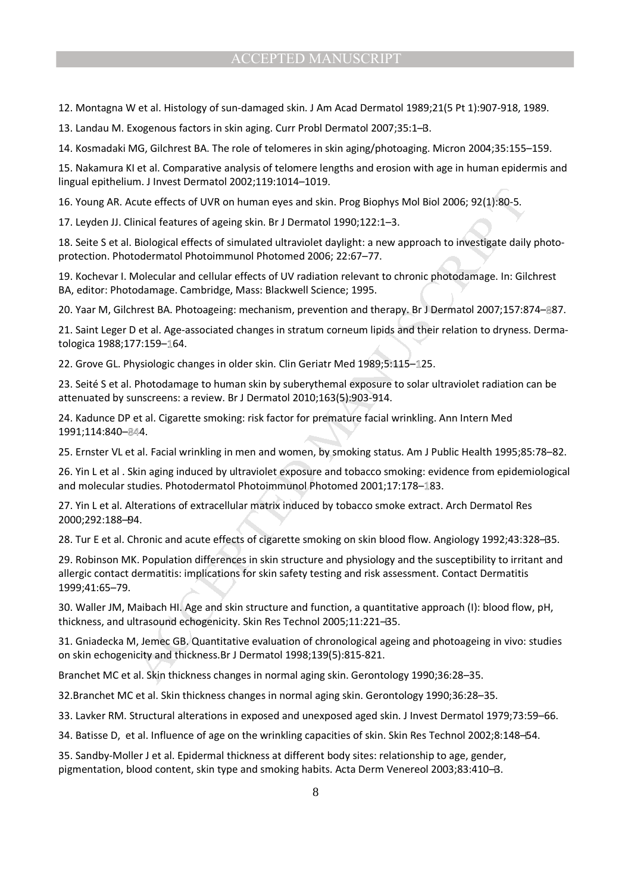12. Montagna W et al. Histology of sun-damaged skin. J Am Acad Dermatol 1989;21(5 Pt 1):907-918, 1989.

13. Landau M. Exogenous factors in skin aging. Curr Probl Dermatol 2007;35:1–13.

14. Kosmadaki MG, Gilchrest BA. The role of telomeres in skin aging/photoaging. Micron 2004;35:155–159.

15. Nakamura KI et al. Comparative analysis of telomere lengths and erosion with age in human epidermis and lingual epithelium. J Invest Dermatol 2002;119:1014–1019.

16. Young AR. Acute effects of UVR on human eyes and skin. Prog Biophys Mol Biol 2006; 92(1):80-5.

17. Leyden JJ. Clinical features of ageing skin. Br J Dermatol 1990;122:1–3.

18. Seite S et al. Biological effects of simulated ultraviolet daylight: a new approach to investigate daily photo-protection. Photodermatol Photoimmunol Photomed 2006; 22:67–77.

19. Kochevar I. Molecular and cellular effects of UV radiation relevant to chronic photodamage. In: Gilchrest BA, editor: Photodamage. Cambridge, Mass: Blackwell Science; 1995.

20. Yaar M, Gilchrest BA. Photoageing: mechanism, prevention and therapy. Br J Dermatol 2007;157:874–887.

21. Saint Leger D et al. Age-associated changes in stratum corneum lipids and their relation to dryness. Dermatologica 1988;177:159–164.

22. Grove GL. Physiologic changes in older skin. Clin Geriatr Med 1989;5:115–125.

23. Seité S et al. Photodamage to human skin by suberythemal exposure to solar ultraviolet radiation can be attenuated by sunscreens: a review. Br J Dermatol 2010;163(5):903-914.

24. Kadunce DP et al. Cigarette smoking: risk factor for premature facial wrinkling. Ann Intern Med 1991;114:840–844.

25. Ernster VL et al. Facial wrinkling in men and women, by smoking status. Am J Public Health 1995;85:78–82.

26. Yin L et al . Skin aging induced by ultraviolet exposure and tobacco smoking: evidence from epidemiological and molecular studies. Photodermatol Photoimmunol Photomed 2001;17:178–183.

27. Yin L et al. Alterations of extracellular matrix induced by tobacco smoke extract. Arch Dermatol Res 2000;292:188–94.

28. Tur E et al. Chronic and acute effects of cigarette smoking on skin blood flow. Angiology 1992;43:328–35.

29. Robinson MK. Population differences in skin structure and physiology and the susceptibility to irritant and allergic contact dermatitis: implications for skin safety testing and risk assessment. Contact Dermatitis 1999;41:65–79.

30. Waller JM, Maibach HI. Age and skin structure and function, a quantitative approach (I): blood flow, pH, thickness, and ultrasound echogenicity. Skin Res Technol 2005;11:221–35.

31. Gniadecka M, Jemec GB. Quantitative evaluation of chronological ageing and photoageing in vivo: studies on skin echogenicity and thickness.Br J Dermatol 1998;139(5):815-821.

Branchet MC et al. Skin thickness changes in normal aging skin. Gerontology 1990;36:28–35.

32.Branchet MC et al. Skin thickness changes in normal aging skin. Gerontology 1990;36:28–35.

33. Lavker RM. Structural alterations in exposed and unexposed aged skin. J Invest Dermatol 1979;73:59–66.

34. Batisse D, et al. Influence of age on the wrinkling capacities of skin. Skin Res Technol 2002;8:148–54.

35. Sandby-Moller J et al. Epidermal thickness at different body sites: relationship to age, gender, pigmentation, blood content, skin type and smoking habits. Acta Derm Venereol 2003;83:410–13.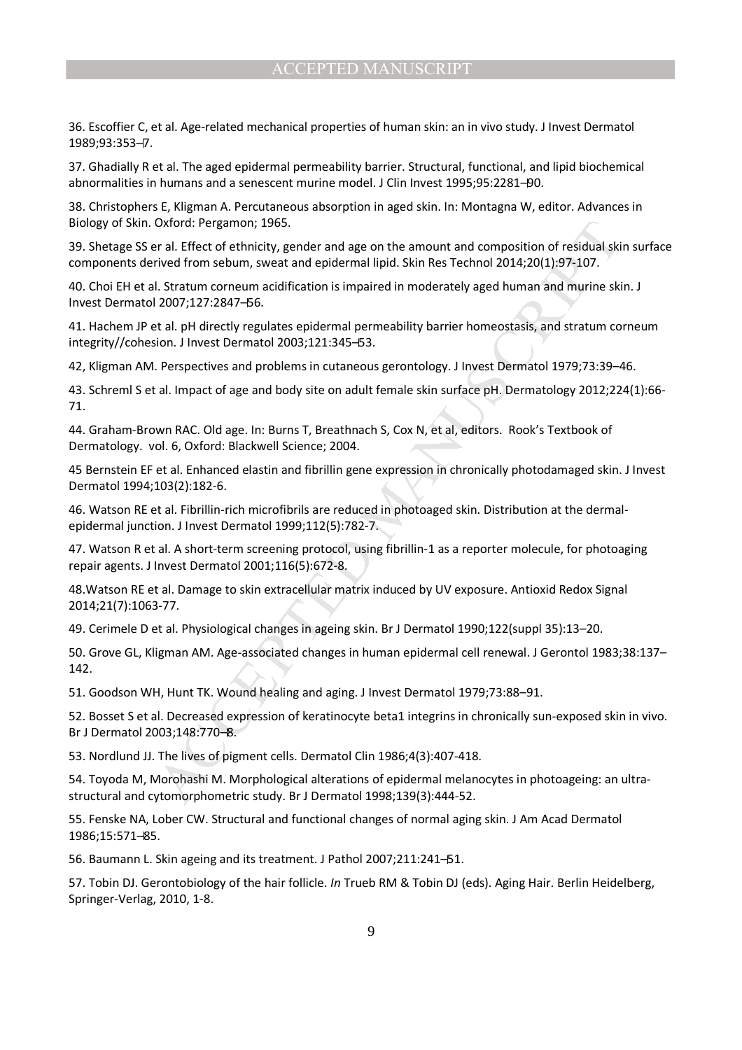36. Escoffier C, et al. Age-related mechanical properties of human skin: an in vivo study. J Invest Dermatol 1989;93:353–7.

37. Ghadially R et al. The aged epidermal permeability barrier. Structural, functional, and lipid biochemical abnormalities in humans and a senescent murine model. J Clin Invest 1995;95:2281–90.

38. Christophers E, Kligman A. Percutaneous absorption in aged skin. In: Montagna W, editor. Advances in Biology of Skin. Oxford: Pergamon; 1965.

39. Shetage SS er al. Effect of ethnicity, gender and age on the amount and composition of residual skin surface components derived from sebum, sweat and epidermal lipid. Skin Res Technol 2014;20(1):97-107.

40. Choi EH et al. Stratum corneum acidification is impaired in moderately aged human and murine skin. J Invest Dermatol 2007;127:2847–56.

41. Hachem JP et al. pH directly regulates epidermal permeability barrier homeostasis, and stratum corneum integrity//cohesion. J Invest Dermatol 2003;121:345–53.

42, Kligman AM. Perspectives and problems in cutaneous gerontology. J Invest Dermatol 1979;73:39–46.

43. Schreml S et al. Impact of age and body site on adult female skin surface pH. Dermatology 2012;224(1):66-71.

44. Graham-Brown RAC. Old age. In: Burns T, Breathnach S, Cox N, et al, editors. Rook's Textbook of Dermatology. vol. 6, Oxford: Blackwell Science; 2004.

45 Bernstein EF et al. Enhanced elastin and fibrillin gene expression in chronically photodamaged skin. J Invest Dermatol 1994;103(2):182-6.

46. Watson RE et al. Fibrillin-rich microfibrils are reduced in photoaged skin. Distribution at the dermal-epidermal junction. J Invest Dermatol 1999;112(5):782-7.

47. Watson R et al. A short-term screening protocol, using fibrillin-1 as a reporter molecule, for photoaging repair agents. J Invest Dermatol 2001;116(5):672-8.

48.Watson RE et al. Damage to skin extracellular matrix induced by UV exposure. Antioxid Redox Signal 2014;21(7):1063-77.

49. Cerimele D et al. Physiological changes in ageing skin. Br J Dermatol 1990;122(suppl 35):13–20.

50. Grove GL, Kligman AM. Age-associated changes in human epidermal cell renewal. J Gerontol 1983;38:137–142.

51. Goodson WH, Hunt TK. Wound healing and aging. J Invest Dermatol 1979;73:88–91.

52. Bosset S et al. Decreased expression of keratinocyte beta1 integrins in chronically sun-exposed skin in vivo. Br J Dermatol 2003;148:770–8.

53. Nordlund JJ. The lives of pigment cells. Dermatol Clin 1986;4(3):407-418.

54. Toyoda M, Morohashi M. Morphological alterations of epidermal melanocytes in photoageing: an ultra-structural and cytomorphometric study. Br J Dermatol 1998;139(3):444-52.

55. Fenske NA, Lober CW. Structural and functional changes of normal aging skin. J Am Acad Dermatol 1986;15:571–85.

56. Baumann L. Skin ageing and its treatment. J Pathol 2007;211:241–51.

57. Tobin DJ. Gerontobiology of the hair follicle. *In* Trueb RM & Tobin DJ (eds). Aging Hair. Berlin Heidelberg, Springer-Verlag, 2010, 1-8.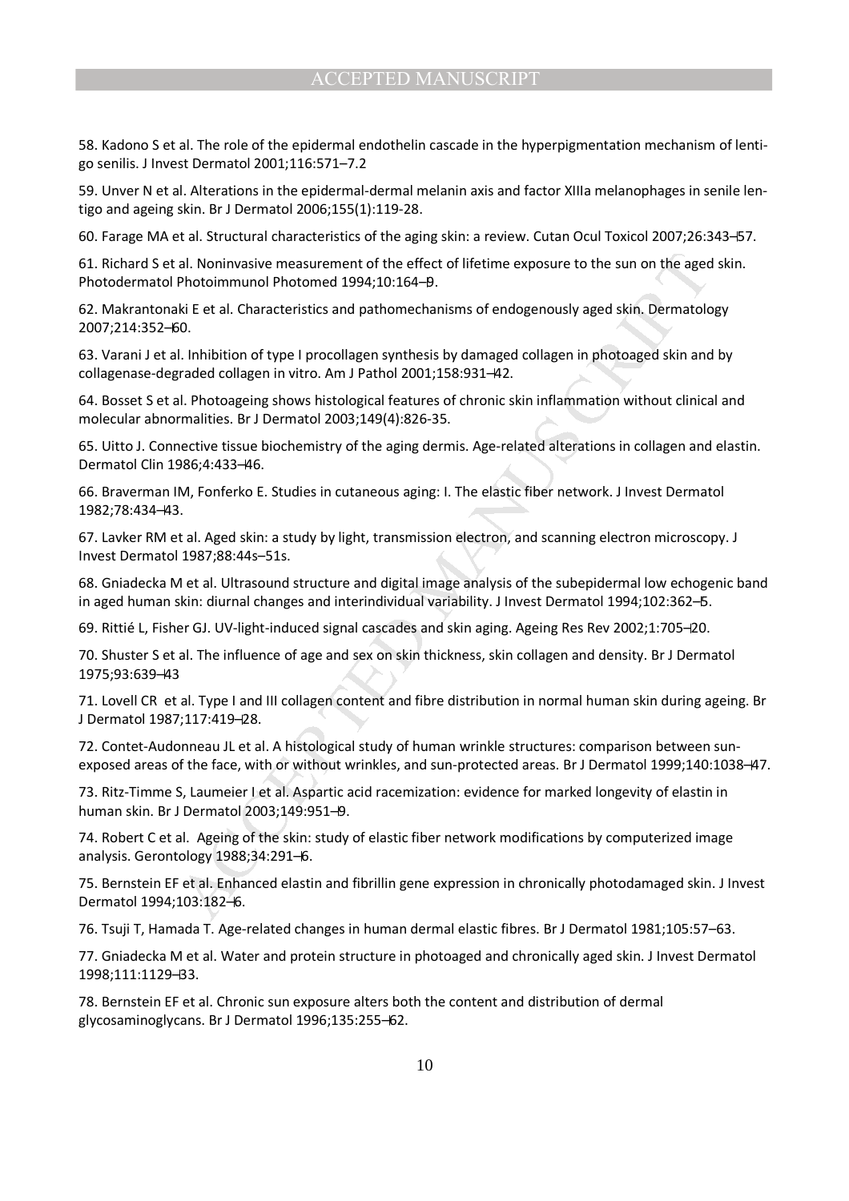58. Kadono S et al. The role of the epidermal endothelin cascade in the hyperpigmentation mechanism of lentigo senilis. J Invest Dermatol 2001;116:571–7.2

59. Unver N et al. Alterations in the epidermal-dermal melanin axis and factor XIIIa melanophages in senile lentigo and ageing skin. Br J Dermatol 2006;155(1):119-28.

60. Farage MA et al. Structural characteristics of the aging skin: a review. Cutan Ocul Toxicol 2007;26:343–57.

61. Richard S et al. Noninvasive measurement of the effect of lifetime exposure to the sun on the aged skin. Photodermatol Photoimmunol Photomed 1994;10:164–9.

62. Makrantonaki E et al. Characteristics and pathomechanisms of endogenously aged skin. Dermatology 2007;214:352–60.

63. Varani J et al. Inhibition of type I procollagen synthesis by damaged collagen in photoaged skin and by collagenase-degraded collagen in vitro. Am J Pathol 2001;158:931–42.

64. Bosset S et al. Photoageing shows histological features of chronic skin inflammation without clinical and molecular abnormalities. Br J Dermatol 2003;149(4):826-35.

65. Uitto J. Connective tissue biochemistry of the aging dermis. Age-related alterations in collagen and elastin. Dermatol Clin 1986;4:433–46.

66. Braverman IM, Fonferko E. Studies in cutaneous aging: I. The elastic fiber network. J Invest Dermatol 1982;78:434–43.

67. Lavker RM et al. Aged skin: a study by light, transmission electron, and scanning electron microscopy. J Invest Dermatol 1987;88:44s–51s.

68. Gniadecka M et al. Ultrasound structure and digital image analysis of the subepidermal low echogenic band in aged human skin: diurnal changes and interindividual variability. J Invest Dermatol 1994;102:362–5.

69. Rittié L, Fisher GJ. UV-light-induced signal cascades and skin aging. Ageing Res Rev 2002;1:705–20.

70. Shuster S et al. The influence of age and sex on skin thickness, skin collagen and density. Br J Dermatol 1975;93:639–43

71. Lovell CR et al. Type I and III collagen content and fibre distribution in normal human skin during ageing. Br J Dermatol 1987;117:419–28.

72. Contet-Audonneau JL et al. A histological study of human wrinkle structures: comparison between sun-exposed areas of the face, with or without wrinkles, and sun-protected areas. Br J Dermatol 1999;140:1038–47.

73. Ritz-Timme S, Laumeier I et al. Aspartic acid racemization: evidence for marked longevity of elastin in human skin. Br J Dermatol 2003;149:951–9.

74. Robert C et al. Ageing of the skin: study of elastic fiber network modifications by computerized image analysis. Gerontology 1988;34:291–6.

75. Bernstein EF et al. Enhanced elastin and fibrillin gene expression in chronically photodamaged skin. J Invest Dermatol 1994;103:182–6.

76. Tsuji T, Hamada T. Age-related changes in human dermal elastic fibres. Br J Dermatol 1981;105:57–63.

77. Gniadecka M et al. Water and protein structure in photoaged and chronically aged skin. J Invest Dermatol 1998;111:1129–33.

78. Bernstein EF et al. Chronic sun exposure alters both the content and distribution of dermal glycosaminoglycans. Br J Dermatol 1996;135:255–62.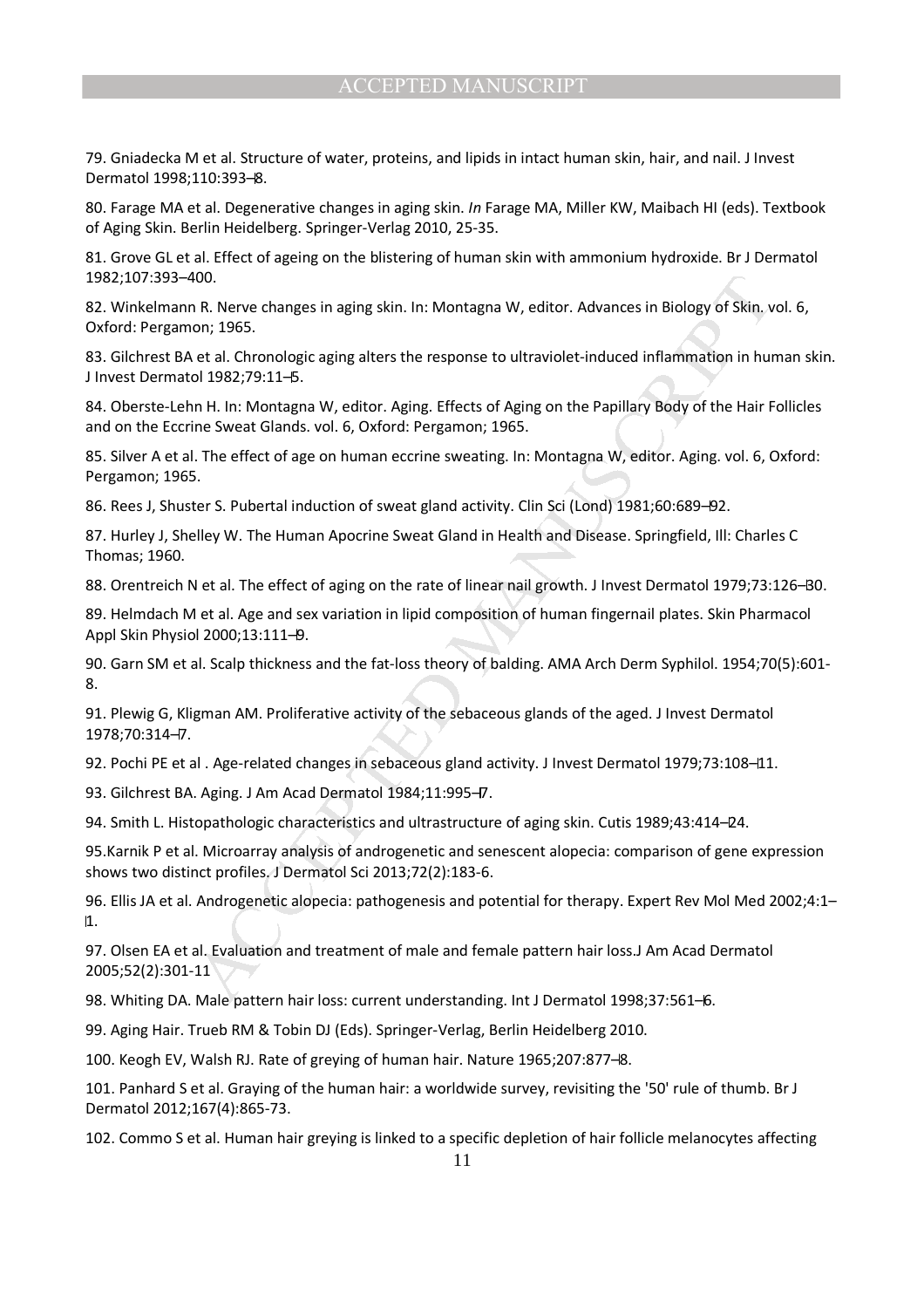79. Gniadecka M et al. Structure of water, proteins, and lipids in intact human skin, hair, and nail. J Invest Dermatol 1998;110:393–8.

80. Farage MA et al. Degenerative changes in aging skin. *In* Farage MA, Miller KW, Maibach HI (eds). Textbook of Aging Skin. Berlin Heidelberg. Springer-Verlag 2010, 25-35.

81. Grove GL et al. Effect of ageing on the blistering of human skin with ammonium hydroxide. Br J Dermatol 1982;107:393–400.

82. Winkelmann R. Nerve changes in aging skin. In: Montagna W, editor. Advances in Biology of Skin. vol. 6, Oxford: Pergamon; 1965.

83. Gilchrest BA et al. Chronologic aging alters the response to ultraviolet-induced inflammation in human skin. J Invest Dermatol 1982;79:11–5.

84. Oberste-Lehn H. In: Montagna W, editor. Aging. Effects of Aging on the Papillary Body of the Hair Follicles and on the Eccrine Sweat Glands. vol. 6, Oxford: Pergamon; 1965.

85. Silver A et al. The effect of age on human eccrine sweating. In: Montagna W, editor. Aging. vol. 6, Oxford: Pergamon; 1965.

86. Rees J, Shuster S. Pubertal induction of sweat gland activity. Clin Sci (Lond) 1981;60:689–92.

87. Hurley J, Shelley W. The Human Apocrine Sweat Gland in Health and Disease. Springfield, Ill: Charles C Thomas; 1960.

88. Orentreich N et al. The effect of aging on the rate of linear nail growth. J Invest Dermatol 1979;73:126–30.

89. Helmdach M et al. Age and sex variation in lipid composition of human fingernail plates. Skin Pharmacol Appl Skin Physiol 2000;13:111–9.

90. Garn SM et al. Scalp thickness and the fat-loss theory of balding. AMA Arch Derm Syphilol. 1954;70(5):601-8.

91. Plewig G, Kligman AM. Proliferative activity of the sebaceous glands of the aged. J Invest Dermatol 1978;70:314–7.

92. Pochi PE et al . Age-related changes in sebaceous gland activity. J Invest Dermatol 1979;73:108–11.

93. Gilchrest BA. Aging. J Am Acad Dermatol 1984;11:995–7.

94. Smith L. Histopathologic characteristics and ultrastructure of aging skin. Cutis 1989;43:414–24.

95.Karnik P et al. Microarray analysis of androgenetic and senescent alopecia: comparison of gene expression shows two distinct profiles. J Dermatol Sci 2013;72(2):183-6.

96. Ellis JA et al. Androgenetic alopecia: pathogenesis and potential for therapy. Expert Rev Mol Med 2002;4:1–11.

97. Olsen EA et al. Evaluation and treatment of male and female pattern hair loss.J Am Acad Dermatol 2005;52(2):301-11

98. Whiting DA. Male pattern hair loss: current understanding. Int J Dermatol 1998;37:561–6.

99. Aging Hair. Trueb RM & Tobin DJ (Eds). Springer-Verlag, Berlin Heidelberg 2010.

100. Keogh EV, Walsh RJ. Rate of greying of human hair. Nature 1965;207:877–8.

101. Panhard S et al. Graying of the human hair: a worldwide survey, revisiting the '50' rule of thumb. Br J Dermatol 2012;167(4):865-73.

102. Commo S et al. Human hair greying is linked to a specific depletion of hair follicle melanocytes affecting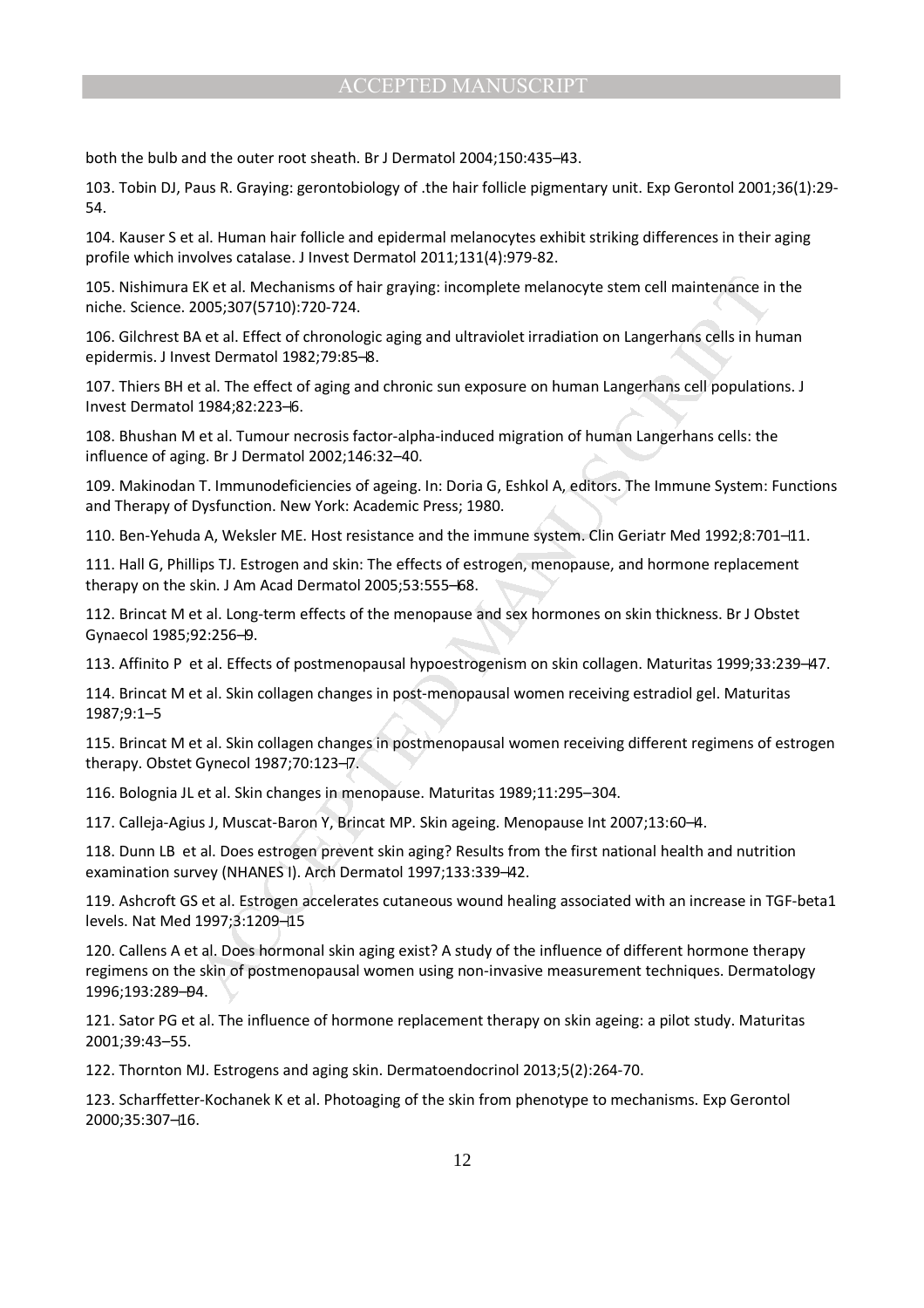both the bulb and the outer root sheath. Br J Dermatol 2004;150:435–43.

103. Tobin DJ, Paus R. Graying: gerontobiology of .the hair follicle pigmentary unit. Exp Gerontol 2001;36(1):29-54.

104. Kauser S et al. Human hair follicle and epidermal melanocytes exhibit striking differences in their aging profile which involves catalase. J Invest Dermatol 2011;131(4):979-82.

105. Nishimura EK et al. Mechanisms of hair graying: incomplete melanocyte stem cell maintenance in the niche. Science. 2005;307(5710):720-724.

106. Gilchrest BA et al. Effect of chronologic aging and ultraviolet irradiation on Langerhans cells in human epidermis. J Invest Dermatol 1982;79:85–8.

107. Thiers BH et al. The effect of aging and chronic sun exposure on human Langerhans cell populations. J Invest Dermatol 1984;82:223–6.

108. Bhushan M et al. Tumour necrosis factor-alpha-induced migration of human Langerhans cells: the influence of aging. Br J Dermatol 2002;146:32–40.

109. Makinodan T. Immunodeficiencies of ageing. In: Doria G, Eshkol A, editors. The Immune System: Functions and Therapy of Dysfunction. New York: Academic Press; 1980.

110. Ben-Yehuda A, Weksler ME. Host resistance and the immune system. Clin Geriatr Med 1992;8:701–11.

111. Hall G, Phillips TJ. Estrogen and skin: The effects of estrogen, menopause, and hormone replacement therapy on the skin. J Am Acad Dermatol 2005;53:555–68.

112. Brincat M et al. Long-term effects of the menopause and sex hormones on skin thickness. Br J Obstet Gynaecol 1985;92:256–9.

113. Affinito P et al. Effects of postmenopausal hypoestrogenism on skin collagen. Maturitas 1999;33:239–47.

114. Brincat M et al. Skin collagen changes in post-menopausal women receiving estradiol gel. Maturitas 1987;9:1–5

115. Brincat M et al. Skin collagen changes in postmenopausal women receiving different regimens of estrogen therapy. Obstet Gynecol 1987;70:123–7.

116. Bolognia JL et al. Skin changes in menopause. Maturitas 1989;11:295–304.

117. Calleja-Agius J, Muscat-Baron Y, Brincat MP. Skin ageing. Menopause Int 2007;13:60–4.

118. Dunn LB et al. Does estrogen prevent skin aging? Results from the first national health and nutrition examination survey (NHANES I). Arch Dermatol 1997;133:339–42.

119. Ashcroft GS et al. Estrogen accelerates cutaneous wound healing associated with an increase in TGF-beta1 levels. Nat Med 1997;3:1209–15

120. Callens A et al. Does hormonal skin aging exist? A study of the influence of different hormone therapy regimens on the skin of postmenopausal women using non-invasive measurement techniques. Dermatology 1996;193:289–94.

121. Sator PG et al. The influence of hormone replacement therapy on skin ageing: a pilot study. Maturitas 2001;39:43–55.

122. Thornton MJ. Estrogens and aging skin. Dermatoendocrinol 2013;5(2):264-70.

123. Scharffetter-Kochanek K et al. Photoaging of the skin from phenotype to mechanisms. Exp Gerontol 2000;35:307–16.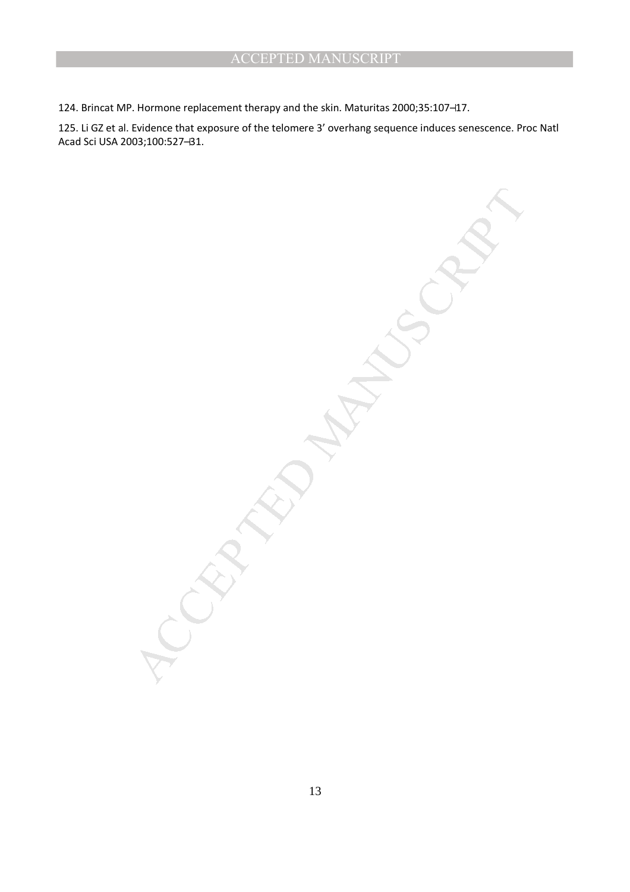124. Brincat MP. Hormone replacement therapy and the skin. Maturitas 2000;35:107–17.

125. Li GZ et al. Evidence that exposure of the telomere 3’ overhang sequence induces senescence. Proc Natl Acad Sci USA 2003;100:527–31.